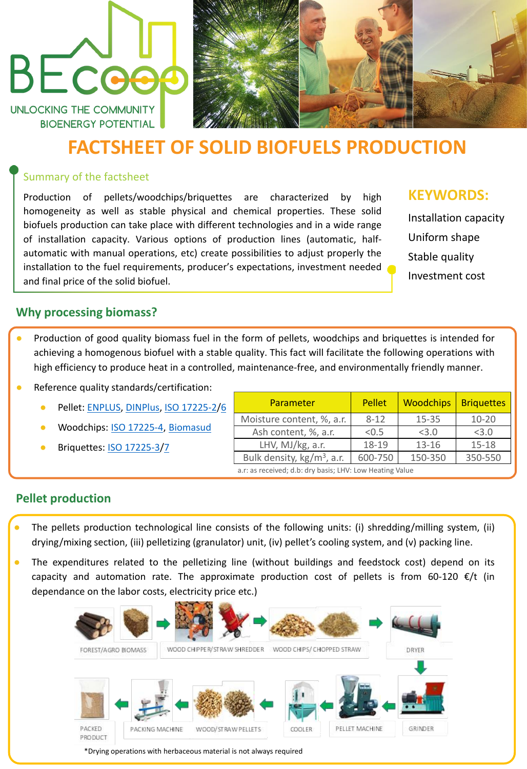BECOOP

UNLOCKING THE COMMUNITY BIOENERGY POTENTIAL

# FACTSHEET OF SOLID BIOFUELS PRODUCTION

## Summary of the factsheet

Production of pellets/woodchips/briquettes are characterized by high homogeneity as well as stable physical and chemical properties. These solid biofuels production can take place with different technologies and in a wide range of installation capacity. Various options of production lines (automatic, half-automatic with manual operations, etc) create possibilities to adjust properly the installation to the fuel requirements, producer's expectations, investment needed and final price of the solid biofuel.

**KEYWORDS:**

Installation capacity

Uniform shape

Stable quality

Investment cost

## Why processing biomass?

- Production of good quality biomass fuel in the form of pellets, woodchips and briquettes is intended for achieving a homogenous biofuel with a stable quality. This fact will facilitate the following operations with high efficiency to produce heat in a controlled, maintenance-free, and environmentally friendly manner.
- Reference quality standards/certification:
  - Pellet: ENPLUS, DINPlus, ISO 17225-2/6
  - Woodchips: ISO 17225-4, Biomasud
  - Briquettes: ISO 17225-3/7

| Parameter | Pellet | Woodchips | Briquettes |
|---|---|---|---|
| Moisture content, %, a.r. | 8-12 | 15-35 | 10-20 |
| Ash content, %, a.r. | <0.5 | <3.0 | <3.0 |
| LHV, MJ/kg, a.r. | 18-19 | 13-16 | 15-18 |
| Bulk density, kg/m$^3$, a.r. | 600-750 | 150-350 | 350-550 |

a.r: as received; d.b: dry basis; LHV: Low Heating Value

## Pellet production

- The pellets production technological line consists of the following units: (i) shredding/milling system, (ii) drying/mixing section, (iii) pelletizing (granulator) unit, (iv) pellet's cooling system, and (v) packing line.
- The expenditures related to the pelletizing line (without buildings and feedstock cost) depend on its capacity and automation rate. The approximate production cost of pellets is from 60-120 €/t (in dependance on the labor costs, electricity price etc.)

FOREST/AGRO BIOMASS → WOOD CHIPPER/STRAW SHREDDER → WOOD CHIPS/ CHOPPED STRAW → DRYER → GRINDER → PELLET MACHINE → COOLER → WOOD/STRAW PELLETS → PACKING MACHINE → PACKED PRODUCT

*Drying operations with herbaceous material is not always required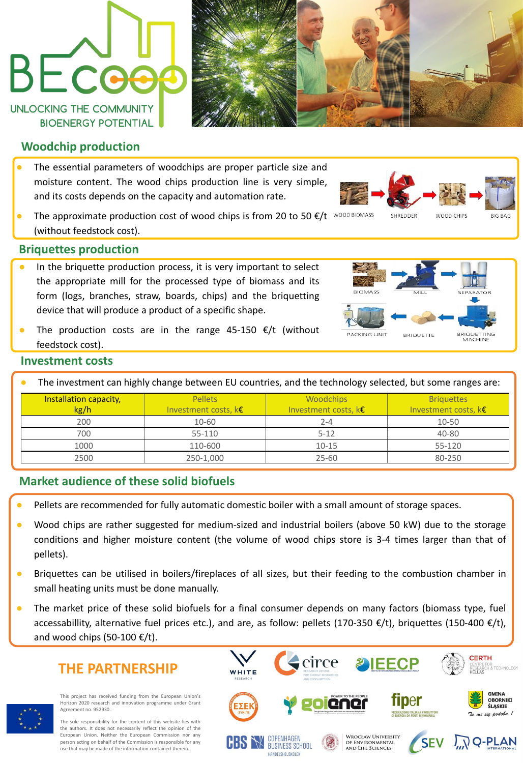BECOOP

UNLOCKING THE COMMUNITY BIOENERGY POTENTIAL

## Woodchip production

- The essential parameters of woodchips are proper particle size and moisture content. The wood chips production line is very simple, and its costs depends on the capacity and automation rate.
- The approximate production cost of wood chips is from 20 to 50 €/t (without feedstock cost).

WOOD BIOMASS → SHREDDER → WOOD CHIPS → BIG BAG

## Briquettes production

- In the briquette production process, it is very important to select the appropriate mill for the processed type of biomass and its form (logs, branches, straw, boards, chips) and the briquetting device that will produce a product of a specific shape.
- The production costs are in the range 45-150 €/t (without feedstock cost).

BIOMASS → MILL → SEPARATOR → BRIQUETTING MACHINE → BRIQUETTE → PACKING UNIT

## Investment costs

- The investment can highly change between EU countries, and the technology selected, but some ranges are:

| Installation capacity, kg/h | Pellets Investment costs, k€ | Woodchips Investment costs, k€ | Briquettes Investment costs, k€ |
|---|---|---|---|
| 200 | 10-60 | 2-4 | 10-50 |
| 700 | 55-110 | 5-12 | 40-80 |
| 1000 | 110-600 | 10-15 | 55-120 |
| 2500 | 250-1,000 | 25-60 | 80-250 |

## Market audience of these solid biofuels

- Pellets are recommended for fully automatic domestic boiler with a small amount of storage spaces.
- Wood chips are rather suggested for medium-sized and industrial boilers (above 50 kW) due to the storage conditions and higher moisture content (the volume of wood chips store is 3-4 times larger than that of pellets).
- Briquettes can be utilised in boilers/fireplaces of all sizes, but their feeding to the combustion chamber in small heating units must be done manually.
- The market price of these solid biofuels for a final consumer depends on many factors (biomass type, fuel accessabillity, alternative fuel prices etc.), and are, as follow: pellets (170-350 €/t), briquettes (150-400 €/t), and wood chips (50-100 €/t).

## THE PARTNERSHIP

This project has received funding from the European Union's Horizon 2020 research and innovation programme under Grant Agreement no. 952930.

The sole responsibility for the content of this website lies with the authors. It does not necessarily reflect the opinion of the European Union. Neither the European Commission nor any person acting on behalf of the Commission is responsible for any use that may be made of the information contained therein.

WHITE RESEARCH · circe · IEECP · CERTH · ΕΣΕΚ · goiener · fiper · GMINA OBORNIKI ŚLĄSKIE · CBS COPENHAGEN BUSINESS SCHOOL · WROCLAW UNIVERSITY OF ENVIRONMENTAL AND LIFE SCIENCES · SEV · Q-PLAN INTERNATIONAL